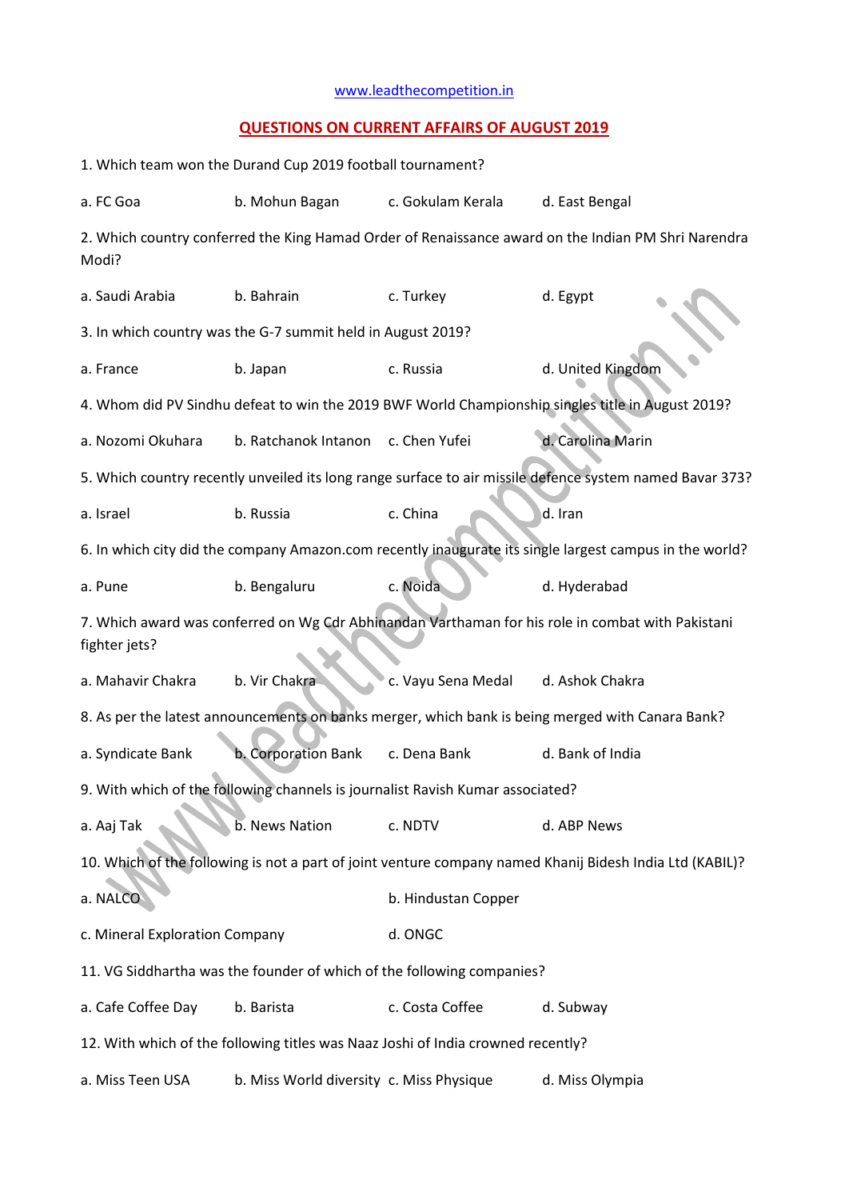www.leadthecompetition.in

## QUESTIONS ON CURRENT AFFAIRS OF AUGUST 2019

1. Which team won the Durand Cup 2019 football tournament?

a. FC Goa b. Mohun Bagan c. Gokulam Kerala d. East Bengal

2. Which country conferred the King Hamad Order of Renaissance award on the Indian PM Shri Narendra Modi?

a. Saudi Arabia b. Bahrain c. Turkey d. Egypt

3. In which country was the G-7 summit held in August 2019?

a. France b. Japan c. Russia d. United Kingdom

4. Whom did PV Sindhu defeat to win the 2019 BWF World Championship singles title in August 2019?

a. Nozomi Okuhara b. Ratchanok Intanon c. Chen Yufei d. Carolina Marin

5. Which country recently unveiled its long range surface to air missile defence system named Bavar 373?

a. Israel b. Russia c. China d. Iran

6. In which city did the company Amazon.com recently inaugurate its single largest campus in the world?

a. Pune b. Bengaluru c. Noida d. Hyderabad

7. Which award was conferred on Wg Cdr Abhinandan Varthaman for his role in combat with Pakistani fighter jets?

a. Mahavir Chakra b. Vir Chakra c. Vayu Sena Medal d. Ashok Chakra

8. As per the latest announcements on banks merger, which bank is being merged with Canara Bank?

a. Syndicate Bank b. Corporation Bank c. Dena Bank d. Bank of India

9. With which of the following channels is journalist Ravish Kumar associated?

a. Aaj Tak b. News Nation c. NDTV d. ABP News

10. Which of the following is not a part of joint venture company named Khanij Bidesh India Ltd (KABIL)?

a. NALCO b. Hindustan Copper

c. Mineral Exploration Company d. ONGC

11. VG Siddhartha was the founder of which of the following companies?

a. Cafe Coffee Day b. Barista c. Costa Coffee d. Subway

12. With which of the following titles was Naaz Joshi of India crowned recently?

a. Miss Teen USA b. Miss World diversity c. Miss Physique d. Miss Olympia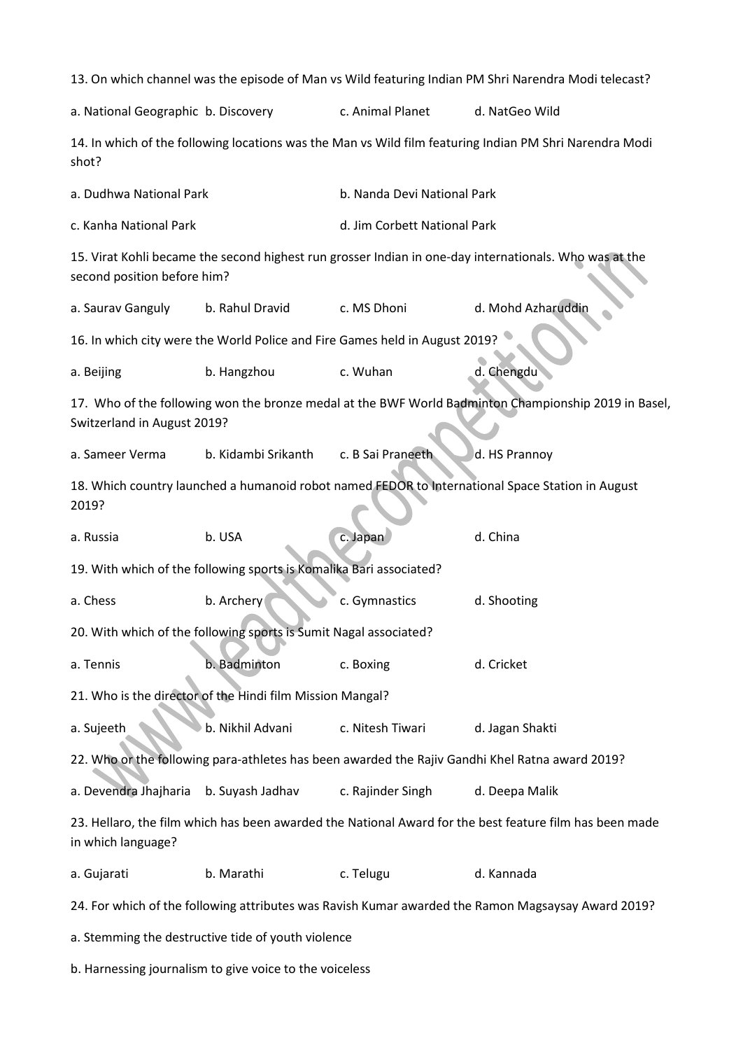13. On which channel was the episode of Man vs Wild featuring Indian PM Shri Narendra Modi telecast?

a. National Geographic b. Discovery c. Animal Planet d. NatGeo Wild

14. In which of the following locations was the Man vs Wild film featuring Indian PM Shri Narendra Modi shot?

a. Dudhwa National Park b. Nanda Devi National Park

c. Kanha National Park d. Jim Corbett National Park

15. Virat Kohli became the second highest run grosser Indian in one-day internationals. Who was at the second position before him?

a. Saurav Ganguly b. Rahul Dravid c. MS Dhoni d. Mohd Azharuddin

16. In which city were the World Police and Fire Games held in August 2019?

a. Beijing b. Hangzhou c. Wuhan d. Chengdu

17. Who of the following won the bronze medal at the BWF World Badminton Championship 2019 in Basel, Switzerland in August 2019?

a. Sameer Verma b. Kidambi Srikanth c. B Sai Praneeth d. HS Prannoy

18. Which country launched a humanoid robot named FEDOR to International Space Station in August 2019?

a. Russia b. USA c. Japan d. China

19. With which of the following sports is Komalika Bari associated?

a. Chess b. Archery c. Gymnastics d. Shooting

20. With which of the following sports is Sumit Nagal associated?

a. Tennis b. Badminton c. Boxing d. Cricket

21. Who is the director of the Hindi film Mission Mangal?

a. Sujeeth b. Nikhil Advani c. Nitesh Tiwari d. Jagan Shakti

22. Who or the following para-athletes has been awarded the Rajiv Gandhi Khel Ratna award 2019?

a. Devendra Jhajharia b. Suyash Jadhav c. Rajinder Singh d. Deepa Malik

23. Hellaro, the film which has been awarded the National Award for the best feature film has been made in which language?

a. Gujarati b. Marathi c. Telugu d. Kannada

24. For which of the following attributes was Ravish Kumar awarded the Ramon Magsaysay Award 2019?

a. Stemming the destructive tide of youth violence

b. Harnessing journalism to give voice to the voiceless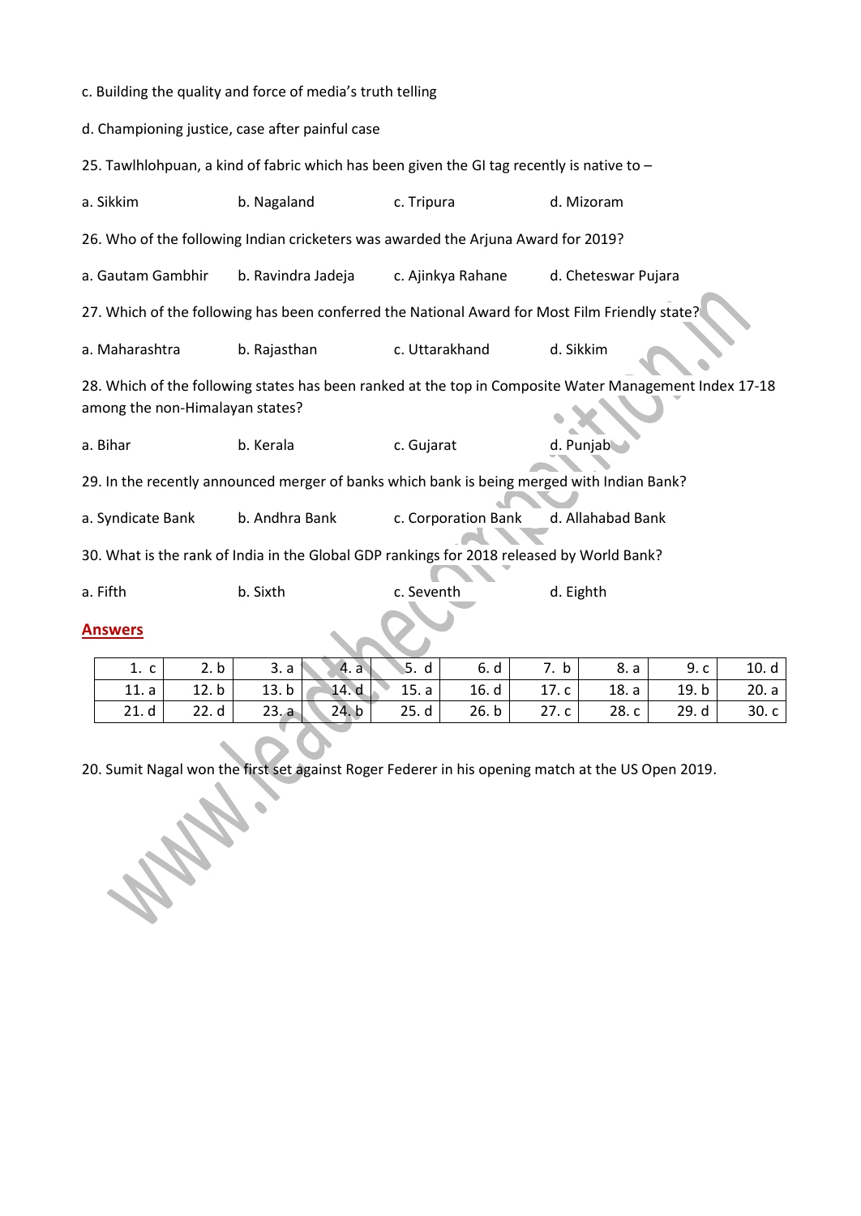c. Building the quality and force of media's truth telling

d. Championing justice, case after painful case

25. Tawlhlohpuan, a kind of fabric which has been given the GI tag recently is native to –

a. Sikkim b. Nagaland c. Tripura d. Mizoram

26. Who of the following Indian cricketers was awarded the Arjuna Award for 2019?

a. Gautam Gambhir b. Ravindra Jadeja c. Ajinkya Rahane d. Cheteswar Pujara

27. Which of the following has been conferred the National Award for Most Film Friendly state?

a. Maharashtra b. Rajasthan c. Uttarakhand d. Sikkim

28. Which of the following states has been ranked at the top in Composite Water Management Index 17-18 among the non-Himalayan states?

a. Bihar b. Kerala c. Gujarat d. Punjab

29. In the recently announced merger of banks which bank is being merged with Indian Bank?

a. Syndicate Bank b. Andhra Bank c. Corporation Bank d. Allahabad Bank

30. What is the rank of India in the Global GDP rankings for 2018 released by World Bank?

a. Fifth b. Sixth c. Seventh d. Eighth

**Answers**

| | | | | | | | | | |
|---|---|---|---|---|---|---|---|---|---|
| 1. c | 2. b | 3. a | 4. a | 5. d | 6. d | 7. b | 8. a | 9. c | 10. d |
| 11. a | 12. b | 13. b | 14. d | 15. a | 16. d | 17. c | 18. a | 19. b | 20. a |
| 21. d | 22. d | 23. a | 24. b | 25. d | 26. b | 27. c | 28. c | 29. d | 30. c |

20. Sumit Nagal won the first set against Roger Federer in his opening match at the US Open 2019.